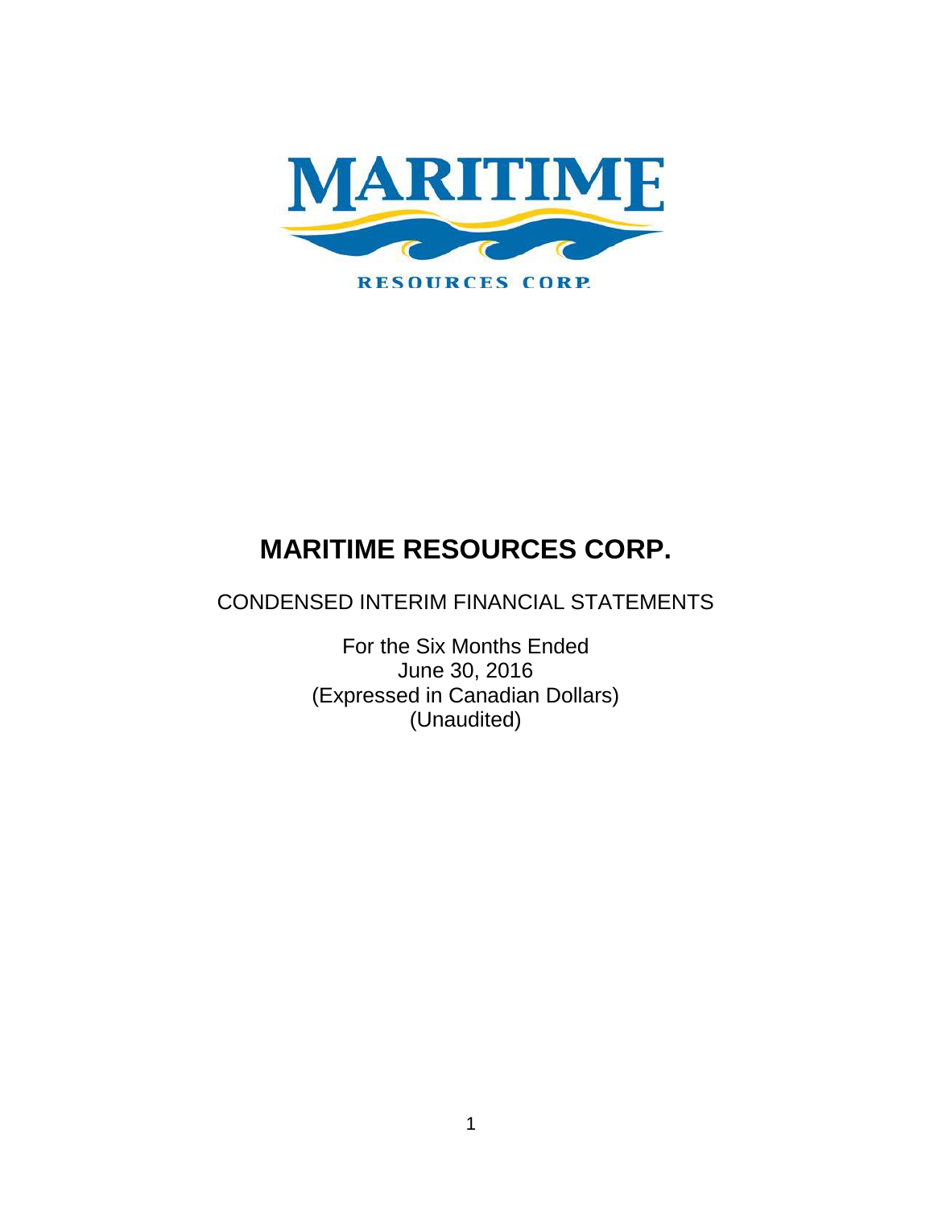# MARITIME RESOURCES CORP.

CONDENSED INTERIM FINANCIAL STATEMENTS

For the Six Months Ended
June 30, 2016
(Expressed in Canadian Dollars)
(Unaudited)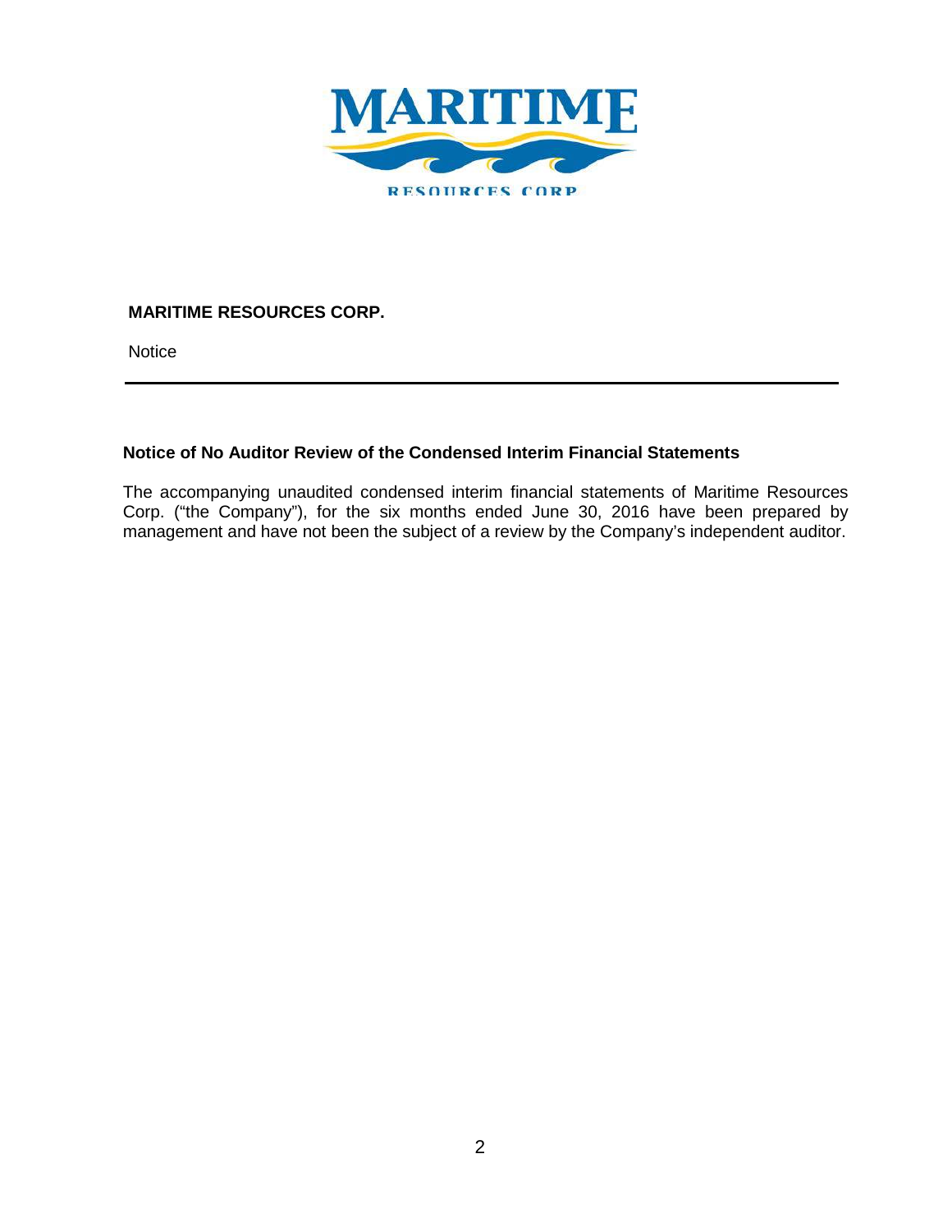**MARITIME RESOURCES CORP.**

Notice

---

### Notice of No Auditor Review of the Condensed Interim Financial Statements

The accompanying unaudited condensed interim financial statements of Maritime Resources Corp. ("the Company"), for the six months ended June 30, 2016 have been prepared by management and have not been the subject of a review by the Company's independent auditor.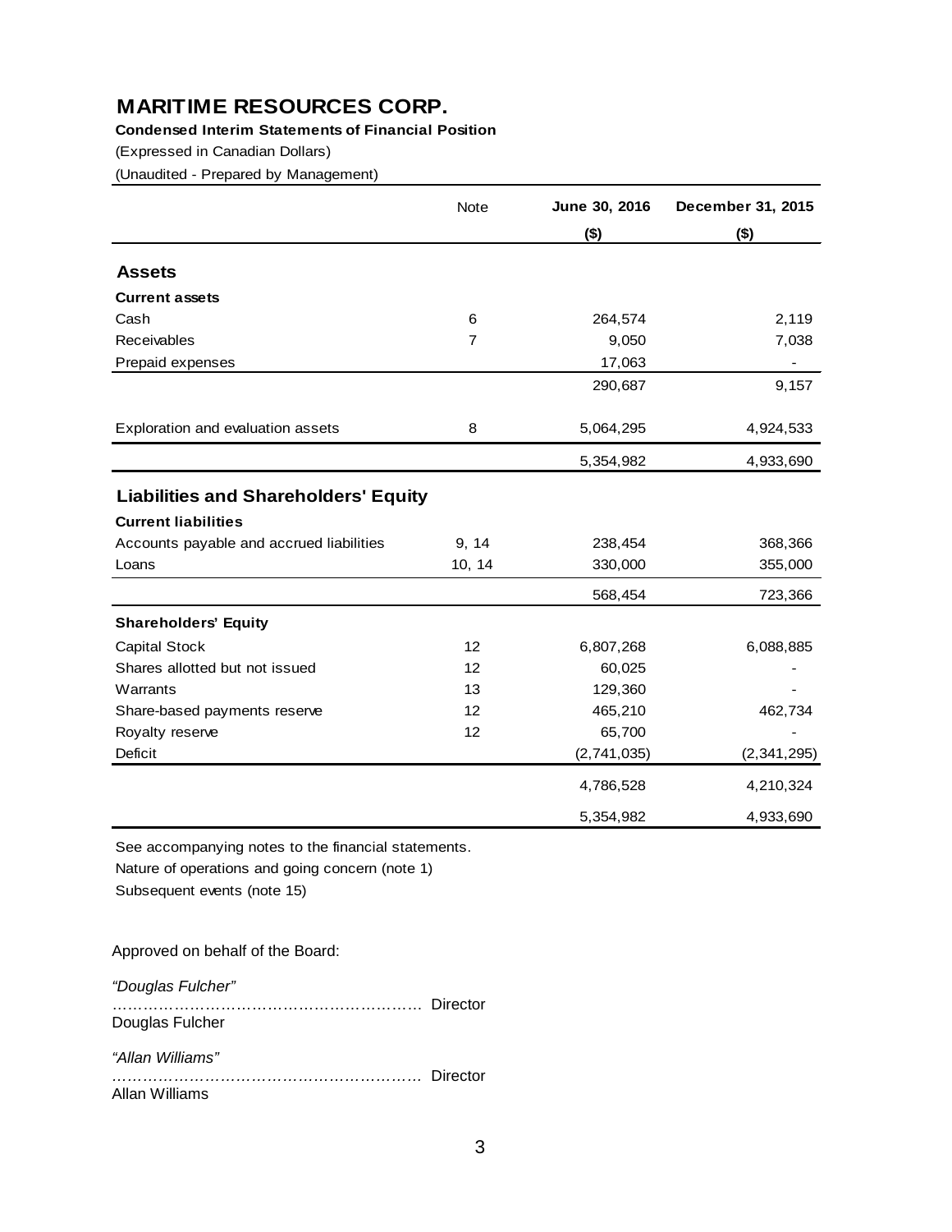# MARITIME RESOURCES CORP.

**Condensed Interim Statements of Financial Position**

(Expressed in Canadian Dollars)

(Unaudited - Prepared by Management)

| | Note | **June 30, 2016** | **December 31, 2015** |
|---|---|---|---|
| | | **($)** | **($)** |
| **Assets** | | | |
| **Current assets** | | | |
| Cash | 6 | 264,574 | 2,119 |
| Receivables | 7 | 9,050 | 7,038 |
| Prepaid expenses | | 17,063 | - |
| | | 290,687 | 9,157 |
| Exploration and evaluation assets | 8 | 5,064,295 | 4,924,533 |
| | | 5,354,982 | 4,933,690 |
| **Liabilities and Shareholders' Equity** | | | |
| **Current liabilities** | | | |
| Accounts payable and accrued liabilities | 9, 14 | 238,454 | 368,366 |
| Loans | 10, 14 | 330,000 | 355,000 |
| | | 568,454 | 723,366 |
| **Shareholders' Equity** | | | |
| Capital Stock | 12 | 6,807,268 | 6,088,885 |
| Shares allotted but not issued | 12 | 60,025 | - |
| Warrants | 13 | 129,360 | - |
| Share-based payments reserve | 12 | 465,210 | 462,734 |
| Royalty reserve | 12 | 65,700 | - |
| Deficit | | (2,741,035) | (2,341,295) |
| | | 4,786,528 | 4,210,324 |
| | | 5,354,982 | 4,933,690 |

See accompanying notes to the financial statements.

Nature of operations and going concern (note 1)

Subsequent events (note 15)

Approved on behalf of the Board:

*"Douglas Fulcher"*

………………………………………………… Director

Douglas Fulcher

*"Allan Williams"*

………………………………………………… Director

Allan Williams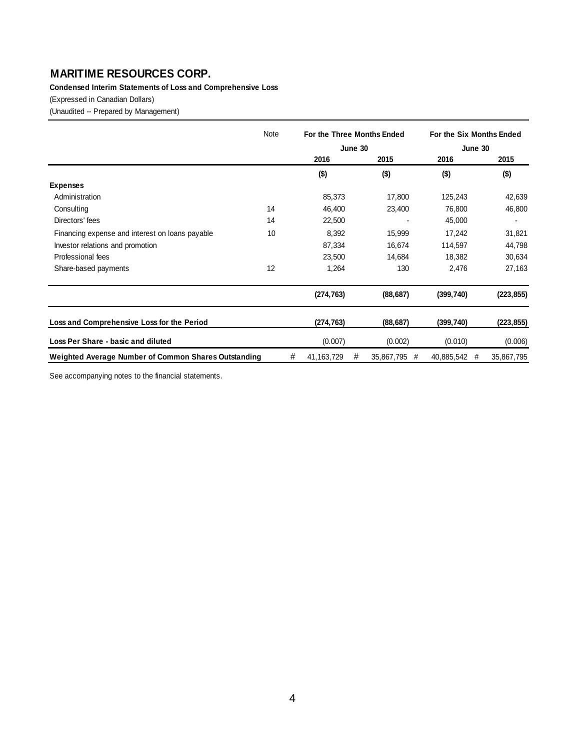# MARITIME RESOURCES CORP.

**Condensed Interim Statements of Loss and Comprehensive Loss**

(Expressed in Canadian Dollars)

(Unaudited -- Prepared by Management)

| | Note | For the Three Months Ended June 30 | | For the Six Months Ended June 30 | |
|---|---|---|---|---|---|
| | | 2016 | 2015 | 2016 | 2015 |
| | | ($) | ($) | ($) | ($) |
| **Expenses** | | | | | |
| Administration | | 85,373 | 17,800 | 125,243 | 42,639 |
| Consulting | 14 | 46,400 | 23,400 | 76,800 | 46,800 |
| Directors' fees | 14 | 22,500 | - | 45,000 | - |
| Financing expense and interest on loans payable | 10 | 8,392 | 15,999 | 17,242 | 31,821 |
| Investor relations and promotion | | 87,334 | 16,674 | 114,597 | 44,798 |
| Professional fees | | 23,500 | 14,684 | 18,382 | 30,634 |
| Share-based payments | 12 | 1,264 | 130 | 2,476 | 27,163 |
| | | **(274,763)** | **(88,687)** | **(399,740)** | **(223,855)** |
| **Loss and Comprehensive Loss for the Period** | | **(274,763)** | **(88,687)** | **(399,740)** | **(223,855)** |
| **Loss Per Share - basic and diluted** | | (0.007) | (0.002) | (0.010) | (0.006) |
| **Weighted Average Number of Common Shares Outstanding** | | # 41,163,729 | # 35,867,795 | # 40,885,542 | # 35,867,795 |

See accompanying notes to the financial statements.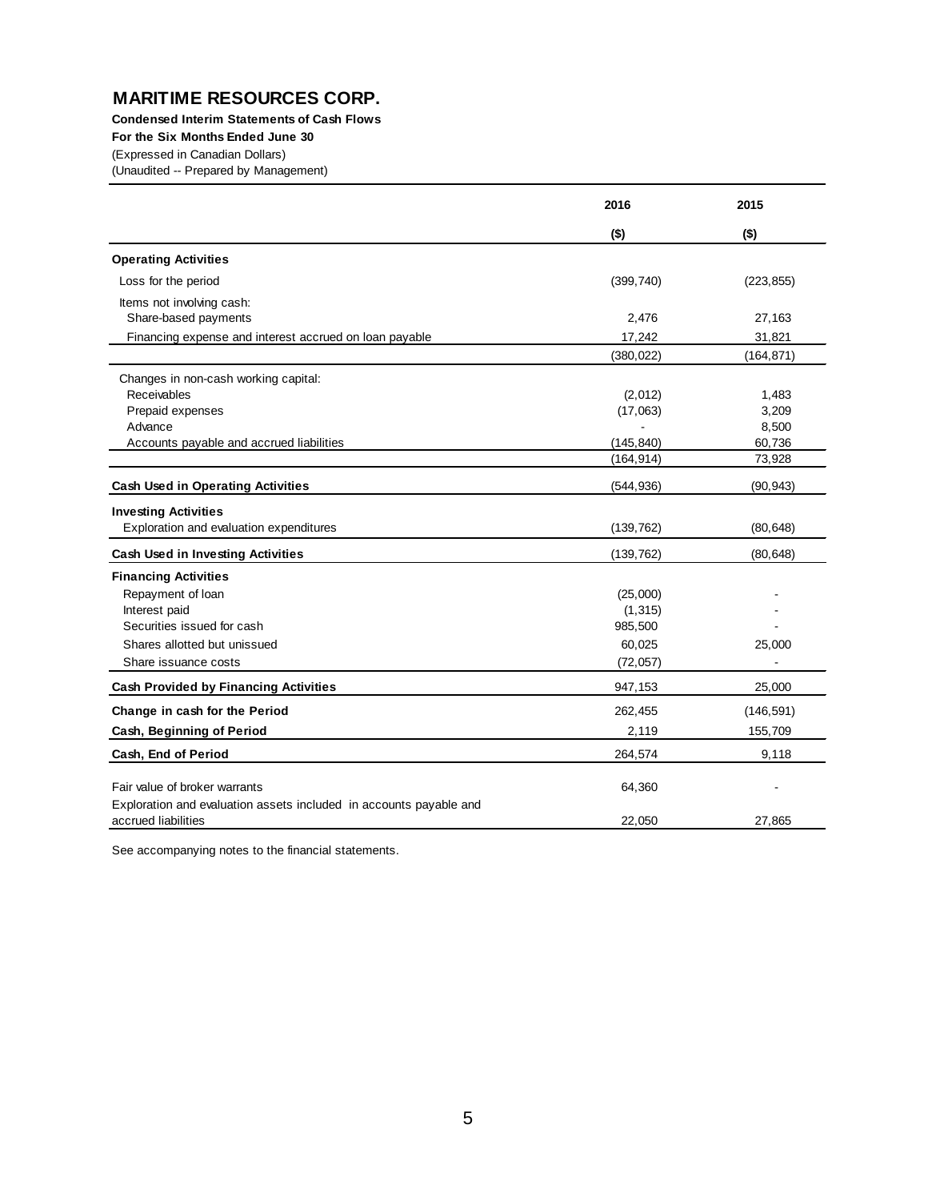# MARITIME RESOURCES CORP.

**Condensed Interim Statements of Cash Flows**

**For the Six Months Ended June 30**

(Expressed in Canadian Dollars)

(Unaudited -- Prepared by Management)

| | 2016 | 2015 |
|---|---|---|
| | ($) | ($) |
| **Operating Activities** | | |
| Loss for the period | (399,740) | (223,855) |
| Items not involving cash: | | |
| Share-based payments | 2,476 | 27,163 |
| Financing expense and interest accrued on loan payable | 17,242 | 31,821 |
| | (380,022) | (164,871) |
| Changes in non-cash working capital: | | |
| Receivables | (2,012) | 1,483 |
| Prepaid expenses | (17,063) | 3,209 |
| Advance | - | 8,500 |
| Accounts payable and accrued liabilities | (145,840) | 60,736 |
| | (164,914) | 73,928 |
| **Cash Used in Operating Activities** | (544,936) | (90,943) |
| **Investing Activities** | | |
| Exploration and evaluation expenditures | (139,762) | (80,648) |
| **Cash Used in Investing Activities** | (139,762) | (80,648) |
| **Financing Activities** | | |
| Repayment of loan | (25,000) | - |
| Interest paid | (1,315) | - |
| Securities issued for cash | 985,500 | - |
| Shares allotted but unissued | 60,025 | 25,000 |
| Share issuance costs | (72,057) | - |
| **Cash Provided by Financing Activities** | 947,153 | 25,000 |
| **Change in cash for the Period** | 262,455 | (146,591) |
| **Cash, Beginning of Period** | 2,119 | 155,709 |
| **Cash, End of Period** | 264,574 | 9,118 |
| Fair value of broker warrants | 64,360 | - |
| Exploration and evaluation assets included in accounts payable and accrued liabilities | 22,050 | 27,865 |

See accompanying notes to the financial statements.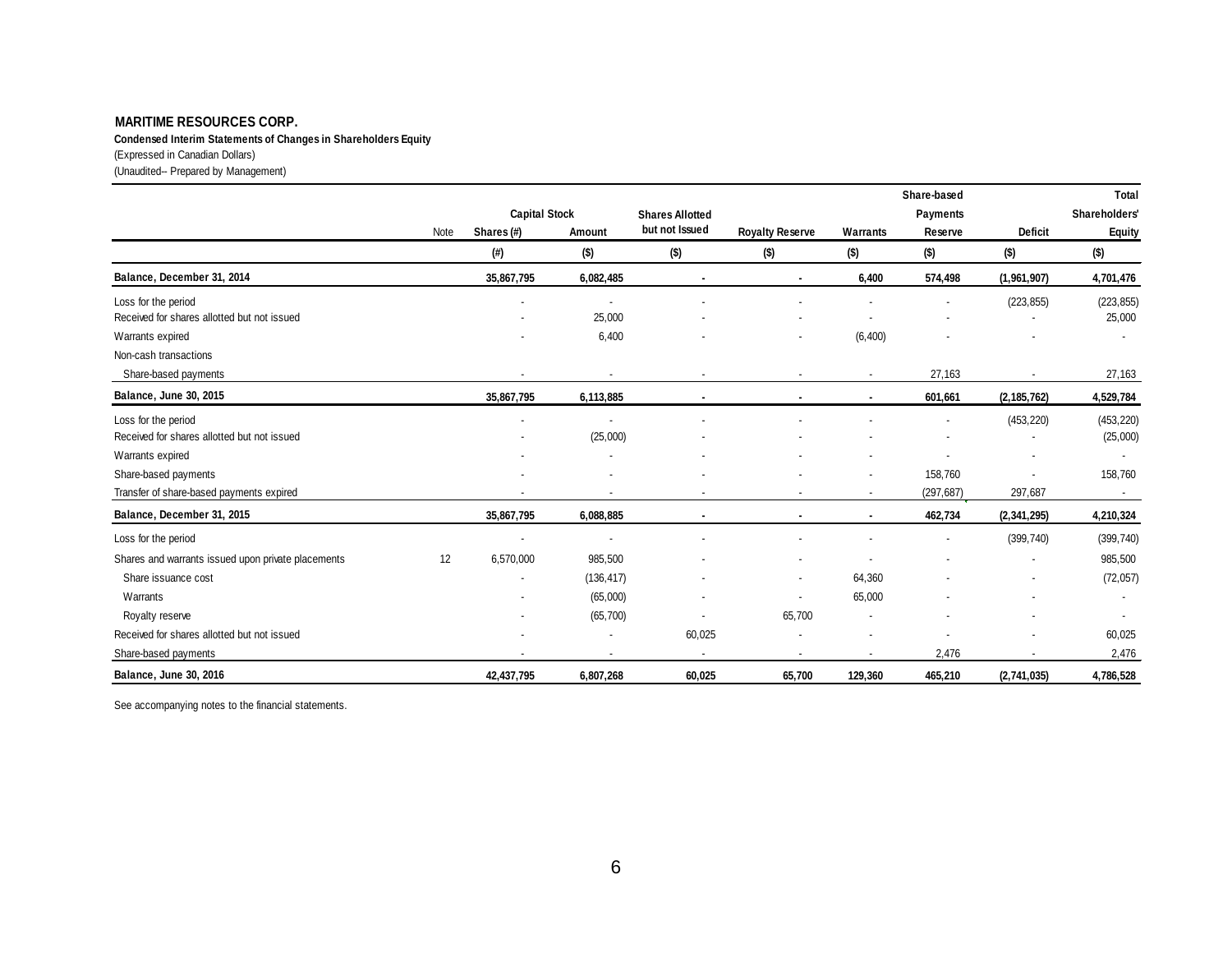**MARITIME RESOURCES CORP.**

**Condensed Interim Statements of Changes in Shareholders Equity**

(Expressed in Canadian Dollars)

(Unaudited-- Prepared by Management)

| | Note | Capital Stock | | Shares Allotted but not Issued | Royalty Reserve | Warrants | Share-based Payments Reserve | Deficit | Total Shareholders' Equity |
|---|---|---|---|---|---|---|---|---|---|
| | | Shares (#) | Amount | | | | | | |
| | | (#) | ($) | ($) | ($) | ($) | ($) | ($) | ($) |
| **Balance, December 31, 2014** | | **35,867,795** | **6,082,485** | **-** | **-** | **6,400** | **574,498** | **(1,961,907)** | **4,701,476** |
| Loss for the period | | - | - | - | - | - | - | (223,855) | (223,855) |
| Received for shares allotted but not issued | | - | 25,000 | - | - | - | - | - | 25,000 |
| Warrants expired | | - | 6,400 | - | - | (6,400) | - | - | - |
| Non-cash transactions | | | | | | | | | |
| Share-based payments | | - | - | - | - | - | 27,163 | - | 27,163 |
| **Balance, June 30, 2015** | | **35,867,795** | **6,113,885** | **-** | **-** | **-** | **601,661** | **(2,185,762)** | **4,529,784** |
| Loss for the period | | - | - | - | - | - | - | (453,220) | (453,220) |
| Received for shares allotted but not issued | | - | (25,000) | - | - | - | - | - | (25,000) |
| Warrants expired | | - | - | - | - | - | - | - | - |
| Share-based payments | | - | - | - | - | - | 158,760 | - | 158,760 |
| Transfer of share-based payments expired | | - | - | - | - | - | (297,687) | 297,687 | - |
| **Balance, December 31, 2015** | | **35,867,795** | **6,088,885** | **-** | **-** | **-** | **462,734** | **(2,341,295)** | **4,210,324** |
| Loss for the period | | - | - | - | - | - | - | (399,740) | (399,740) |
| Shares and warrants issued upon private placements | 12 | 6,570,000 | 985,500 | - | - | - | - | - | 985,500 |
| Share issuance cost | | - | (136,417) | - | - | 64,360 | - | - | (72,057) |
| Warrants | | - | (65,000) | - | - | 65,000 | - | - | - |
| Royalty reserve | | - | (65,700) | - | 65,700 | - | - | - | - |
| Received for shares allotted but not issued | | - | - | 60,025 | - | - | - | - | 60,025 |
| Share-based payments | | - | - | - | - | - | 2,476 | - | 2,476 |
| **Balance, June 30, 2016** | | **42,437,795** | **6,807,268** | **60,025** | **65,700** | **129,360** | **465,210** | **(2,741,035)** | **4,786,528** |

See accompanying notes to the financial statements.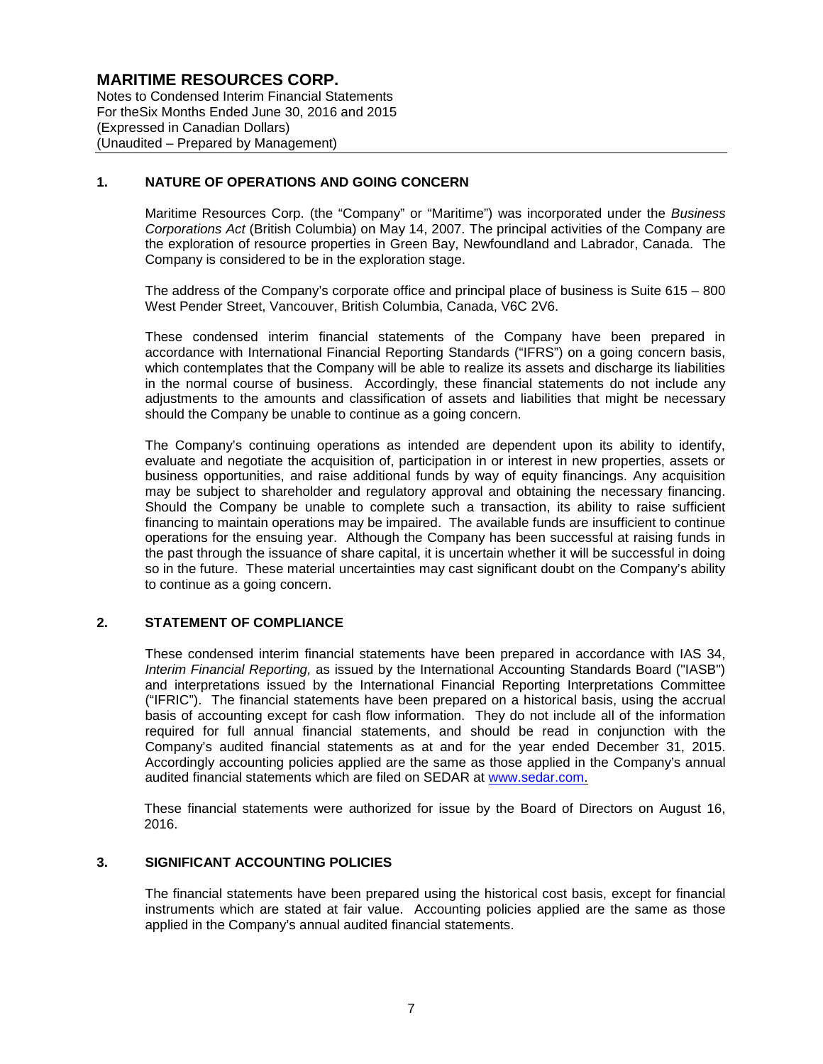**MARITIME RESOURCES CORP.**
Notes to Condensed Interim Financial Statements
For theSix Months Ended June 30, 2016 and 2015
(Expressed in Canadian Dollars)
(Unaudited – Prepared by Management)

## 1. NATURE OF OPERATIONS AND GOING CONCERN

Maritime Resources Corp. (the "Company" or "Maritime") was incorporated under the *Business Corporations Act* (British Columbia) on May 14, 2007. The principal activities of the Company are the exploration of resource properties in Green Bay, Newfoundland and Labrador, Canada. The Company is considered to be in the exploration stage.

The address of the Company's corporate office and principal place of business is Suite 615 – 800 West Pender Street, Vancouver, British Columbia, Canada, V6C 2V6.

These condensed interim financial statements of the Company have been prepared in accordance with International Financial Reporting Standards ("IFRS") on a going concern basis, which contemplates that the Company will be able to realize its assets and discharge its liabilities in the normal course of business. Accordingly, these financial statements do not include any adjustments to the amounts and classification of assets and liabilities that might be necessary should the Company be unable to continue as a going concern.

The Company's continuing operations as intended are dependent upon its ability to identify, evaluate and negotiate the acquisition of, participation in or interest in new properties, assets or business opportunities, and raise additional funds by way of equity financings. Any acquisition may be subject to shareholder and regulatory approval and obtaining the necessary financing. Should the Company be unable to complete such a transaction, its ability to raise sufficient financing to maintain operations may be impaired. The available funds are insufficient to continue operations for the ensuing year. Although the Company has been successful at raising funds in the past through the issuance of share capital, it is uncertain whether it will be successful in doing so in the future. These material uncertainties may cast significant doubt on the Company's ability to continue as a going concern.

## 2. STATEMENT OF COMPLIANCE

These condensed interim financial statements have been prepared in accordance with IAS 34, *Interim Financial Reporting,* as issued by the International Accounting Standards Board ("IASB") and interpretations issued by the International Financial Reporting Interpretations Committee ("IFRIC"). The financial statements have been prepared on a historical basis, using the accrual basis of accounting except for cash flow information. They do not include all of the information required for full annual financial statements, and should be read in conjunction with the Company's audited financial statements as at and for the year ended December 31, 2015. Accordingly accounting policies applied are the same as those applied in the Company's annual audited financial statements which are filed on SEDAR at www.sedar.com.

These financial statements were authorized for issue by the Board of Directors on August 16, 2016.

## 3. SIGNIFICANT ACCOUNTING POLICIES

The financial statements have been prepared using the historical cost basis, except for financial instruments which are stated at fair value. Accounting policies applied are the same as those applied in the Company's annual audited financial statements.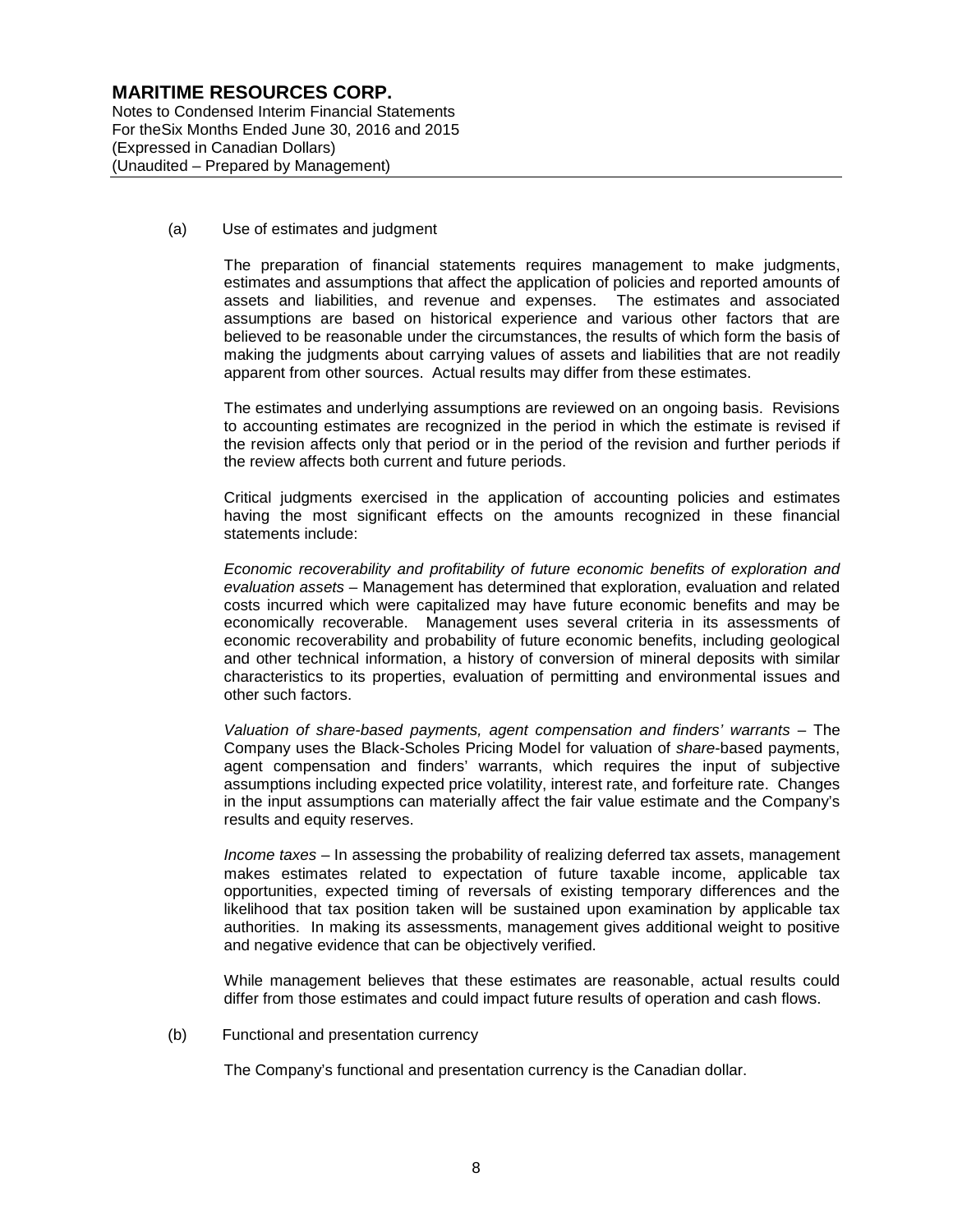(a) Use of estimates and judgment

The preparation of financial statements requires management to make judgments, estimates and assumptions that affect the application of policies and reported amounts of assets and liabilities, and revenue and expenses. The estimates and associated assumptions are based on historical experience and various other factors that are believed to be reasonable under the circumstances, the results of which form the basis of making the judgments about carrying values of assets and liabilities that are not readily apparent from other sources. Actual results may differ from these estimates.

The estimates and underlying assumptions are reviewed on an ongoing basis. Revisions to accounting estimates are recognized in the period in which the estimate is revised if the revision affects only that period or in the period of the revision and further periods if the review affects both current and future periods.

Critical judgments exercised in the application of accounting policies and estimates having the most significant effects on the amounts recognized in these financial statements include:

*Economic recoverability and profitability of future economic benefits of exploration and evaluation assets* – Management has determined that exploration, evaluation and related costs incurred which were capitalized may have future economic benefits and may be economically recoverable. Management uses several criteria in its assessments of economic recoverability and probability of future economic benefits, including geological and other technical information, a history of conversion of mineral deposits with similar characteristics to its properties, evaluation of permitting and environmental issues and other such factors.

*Valuation of share-based payments, agent compensation and finders' warrants* – The Company uses the Black-Scholes Pricing Model for valuation of *share*-based payments, agent compensation and finders' warrants, which requires the input of subjective assumptions including expected price volatility, interest rate, and forfeiture rate. Changes in the input assumptions can materially affect the fair value estimate and the Company's results and equity reserves.

*Income taxes* – In assessing the probability of realizing deferred tax assets, management makes estimates related to expectation of future taxable income, applicable tax opportunities, expected timing of reversals of existing temporary differences and the likelihood that tax position taken will be sustained upon examination by applicable tax authorities. In making its assessments, management gives additional weight to positive and negative evidence that can be objectively verified.

While management believes that these estimates are reasonable, actual results could differ from those estimates and could impact future results of operation and cash flows.

(b) Functional and presentation currency

The Company's functional and presentation currency is the Canadian dollar.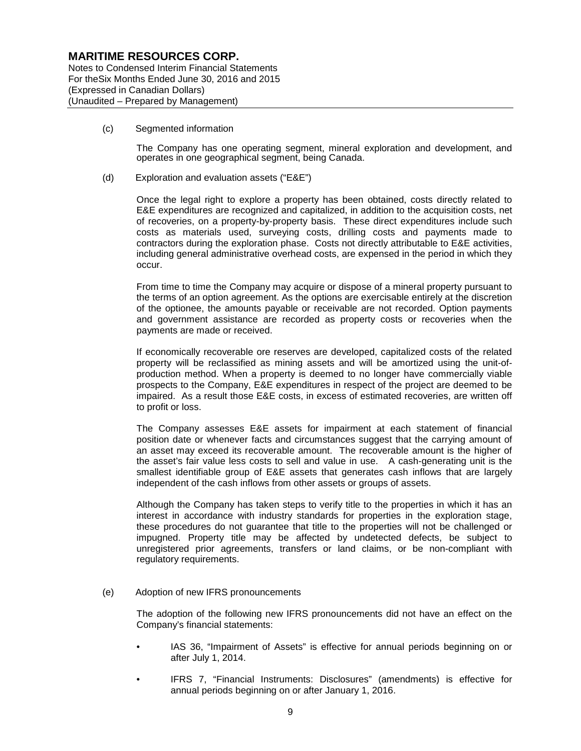(c) Segmented information

The Company has one operating segment, mineral exploration and development, and operates in one geographical segment, being Canada.

(d) Exploration and evaluation assets ("E&E")

Once the legal right to explore a property has been obtained, costs directly related to E&E expenditures are recognized and capitalized, in addition to the acquisition costs, net of recoveries, on a property-by-property basis. These direct expenditures include such costs as materials used, surveying costs, drilling costs and payments made to contractors during the exploration phase. Costs not directly attributable to E&E activities, including general administrative overhead costs, are expensed in the period in which they occur.

From time to time the Company may acquire or dispose of a mineral property pursuant to the terms of an option agreement. As the options are exercisable entirely at the discretion of the optionee, the amounts payable or receivable are not recorded. Option payments and government assistance are recorded as property costs or recoveries when the payments are made or received.

If economically recoverable ore reserves are developed, capitalized costs of the related property will be reclassified as mining assets and will be amortized using the unit-of-production method. When a property is deemed to no longer have commercially viable prospects to the Company, E&E expenditures in respect of the project are deemed to be impaired. As a result those E&E costs, in excess of estimated recoveries, are written off to profit or loss.

The Company assesses E&E assets for impairment at each statement of financial position date or whenever facts and circumstances suggest that the carrying amount of an asset may exceed its recoverable amount. The recoverable amount is the higher of the asset's fair value less costs to sell and value in use. A cash-generating unit is the smallest identifiable group of E&E assets that generates cash inflows that are largely independent of the cash inflows from other assets or groups of assets.

Although the Company has taken steps to verify title to the properties in which it has an interest in accordance with industry standards for properties in the exploration stage, these procedures do not guarantee that title to the properties will not be challenged or impugned. Property title may be affected by undetected defects, be subject to unregistered prior agreements, transfers or land claims, or be non-compliant with regulatory requirements.

(e) Adoption of new IFRS pronouncements

The adoption of the following new IFRS pronouncements did not have an effect on the Company's financial statements:

- IAS 36, "Impairment of Assets" is effective for annual periods beginning on or after July 1, 2014.
- IFRS 7, "Financial Instruments: Disclosures" (amendments) is effective for annual periods beginning on or after January 1, 2016.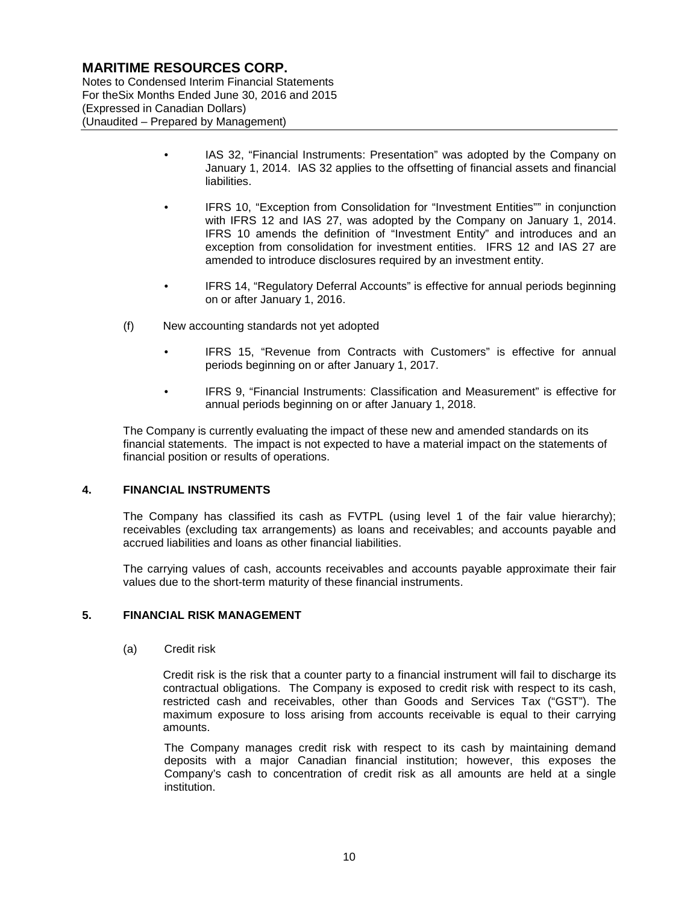- IAS 32, "Financial Instruments: Presentation" was adopted by the Company on January 1, 2014. IAS 32 applies to the offsetting of financial assets and financial liabilities.

- IFRS 10, "Exception from Consolidation for "Investment Entities"" in conjunction with IFRS 12 and IAS 27, was adopted by the Company on January 1, 2014. IFRS 10 amends the definition of "Investment Entity" and introduces and an exception from consolidation for investment entities. IFRS 12 and IAS 27 are amended to introduce disclosures required by an investment entity.

- IFRS 14, "Regulatory Deferral Accounts" is effective for annual periods beginning on or after January 1, 2016.

(f) New accounting standards not yet adopted

- IFRS 15, "Revenue from Contracts with Customers" is effective for annual periods beginning on or after January 1, 2017.

- IFRS 9, "Financial Instruments: Classification and Measurement" is effective for annual periods beginning on or after January 1, 2018.

The Company is currently evaluating the impact of these new and amended standards on its financial statements. The impact is not expected to have a material impact on the statements of financial position or results of operations.

## 4. FINANCIAL INSTRUMENTS

The Company has classified its cash as FVTPL (using level 1 of the fair value hierarchy); receivables (excluding tax arrangements) as loans and receivables; and accounts payable and accrued liabilities and loans as other financial liabilities.

The carrying values of cash, accounts receivables and accounts payable approximate their fair values due to the short-term maturity of these financial instruments.

## 5. FINANCIAL RISK MANAGEMENT

(a) Credit risk

Credit risk is the risk that a counter party to a financial instrument will fail to discharge its contractual obligations. The Company is exposed to credit risk with respect to its cash, restricted cash and receivables, other than Goods and Services Tax ("GST"). The maximum exposure to loss arising from accounts receivable is equal to their carrying amounts.

The Company manages credit risk with respect to its cash by maintaining demand deposits with a major Canadian financial institution; however, this exposes the Company's cash to concentration of credit risk as all amounts are held at a single institution.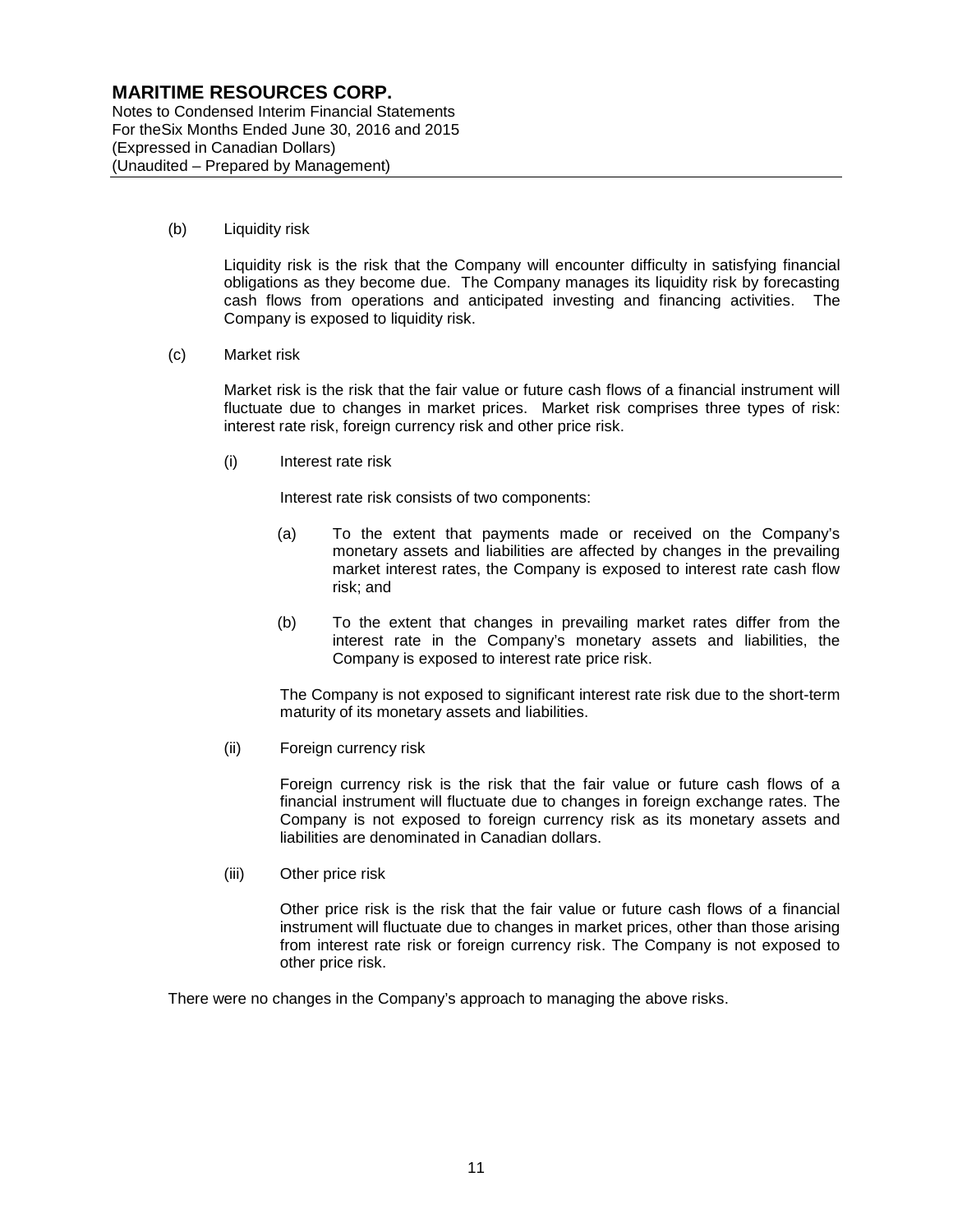(b) Liquidity risk

Liquidity risk is the risk that the Company will encounter difficulty in satisfying financial obligations as they become due. The Company manages its liquidity risk by forecasting cash flows from operations and anticipated investing and financing activities. The Company is exposed to liquidity risk.

(c) Market risk

Market risk is the risk that the fair value or future cash flows of a financial instrument will fluctuate due to changes in market prices. Market risk comprises three types of risk: interest rate risk, foreign currency risk and other price risk.

(i) Interest rate risk

Interest rate risk consists of two components:

(a) To the extent that payments made or received on the Company's monetary assets and liabilities are affected by changes in the prevailing market interest rates, the Company is exposed to interest rate cash flow risk; and

(b) To the extent that changes in prevailing market rates differ from the interest rate in the Company's monetary assets and liabilities, the Company is exposed to interest rate price risk.

The Company is not exposed to significant interest rate risk due to the short-term maturity of its monetary assets and liabilities.

(ii) Foreign currency risk

Foreign currency risk is the risk that the fair value or future cash flows of a financial instrument will fluctuate due to changes in foreign exchange rates. The Company is not exposed to foreign currency risk as its monetary assets and liabilities are denominated in Canadian dollars.

(iii) Other price risk

Other price risk is the risk that the fair value or future cash flows of a financial instrument will fluctuate due to changes in market prices, other than those arising from interest rate risk or foreign currency risk. The Company is not exposed to other price risk.

There were no changes in the Company's approach to managing the above risks.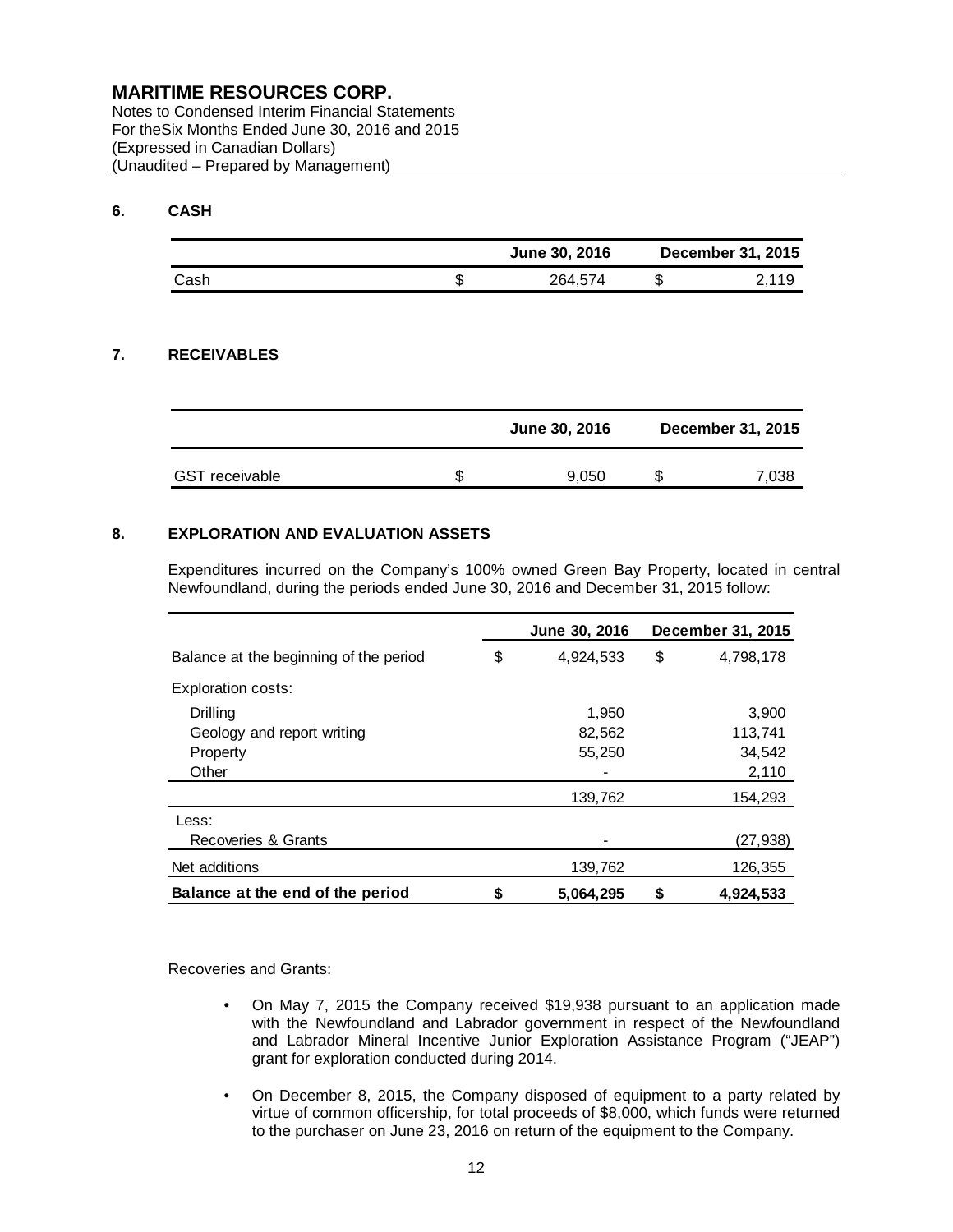# MARITIME RESOURCES CORP.

Notes to Condensed Interim Financial Statements
For theSix Months Ended June 30, 2016 and 2015
(Expressed in Canadian Dollars)
(Unaudited – Prepared by Management)

## 6. CASH

| | June 30, 2016 | December 31, 2015 |
|---|---|---|
| Cash | $ 264,574 | $ 2,119 |

## 7. RECEIVABLES

| | June 30, 2016 | December 31, 2015 |
|---|---|---|
| GST receivable | $ 9,050 | $ 7,038 |

## 8. EXPLORATION AND EVALUATION ASSETS

Expenditures incurred on the Company's 100% owned Green Bay Property, located in central Newfoundland, during the periods ended June 30, 2016 and December 31, 2015 follow:

| | June 30, 2016 | December 31, 2015 |
|---|---|---|
| Balance at the beginning of the period | $ 4,924,533 | $ 4,798,178 |
| Exploration costs: | | |
| Drilling | 1,950 | 3,900 |
| Geology and report writing | 82,562 | 113,741 |
| Property | 55,250 | 34,542 |
| Other | - | 2,110 |
| | 139,762 | 154,293 |
| Less: | | |
| Recoveries & Grants | - | (27,938) |
| Net additions | 139,762 | 126,355 |
| **Balance at the end of the period** | **$ 5,064,295** | **$ 4,924,533** |

Recoveries and Grants:

- On May 7, 2015 the Company received $19,938 pursuant to an application made with the Newfoundland and Labrador government in respect of the Newfoundland and Labrador Mineral Incentive Junior Exploration Assistance Program ("JEAP") grant for exploration conducted during 2014.
- On December 8, 2015, the Company disposed of equipment to a party related by virtue of common officership, for total proceeds of $8,000, which funds were returned to the purchaser on June 23, 2016 on return of the equipment to the Company.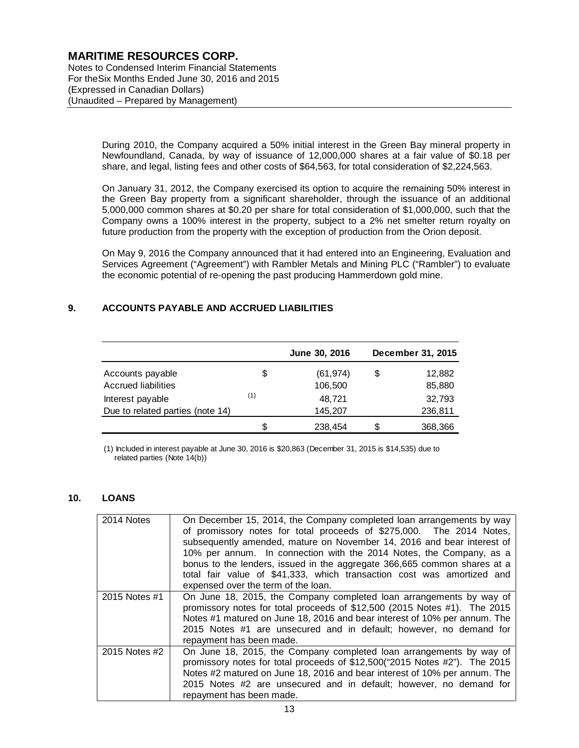During 2010, the Company acquired a 50% initial interest in the Green Bay mineral property in Newfoundland, Canada, by way of issuance of 12,000,000 shares at a fair value of $0.18 per share, and legal, listing fees and other costs of $64,563, for total consideration of $2,224,563.

On January 31, 2012, the Company exercised its option to acquire the remaining 50% interest in the Green Bay property from a significant shareholder, through the issuance of an additional 5,000,000 common shares at $0.20 per share for total consideration of $1,000,000, such that the Company owns a 100% interest in the property, subject to a 2% net smelter return royalty on future production from the property with the exception of production from the Orion deposit.

On May 9, 2016 the Company announced that it had entered into an Engineering, Evaluation and Services Agreement ("Agreement") with Rambler Metals and Mining PLC ("Rambler") to evaluate the economic potential of re-opening the past producing Hammerdown gold mine.

## 9. ACCOUNTS PAYABLE AND ACCRUED LIABILITIES

| | | June 30, 2016 | | December 31, 2015 |
|---|---|---|---|---|
| Accounts payable | $ | (61,974) | $ | 12,882 |
| Accrued liabilities | | 106,500 | | 85,880 |
| Interest payable (1) | | 48,721 | | 32,793 |
| Due to related parties (note 14) | | 145,207 | | 236,811 |
| | $ | 238,454 | $ | 368,366 |

(1) Included in interest payable at June 30, 2016 is $20,863 (December 31, 2015 is $14,535) due to related parties (Note 14(b))

## 10. LOANS

| | |
|---|---|
| 2014 Notes | On December 15, 2014, the Company completed loan arrangements by way of promissory notes for total proceeds of $275,000. The 2014 Notes, subsequently amended, mature on November 14, 2016 and bear interest of 10% per annum. In connection with the 2014 Notes, the Company, as a bonus to the lenders, issued in the aggregate 366,665 common shares at a total fair value of $41,333, which transaction cost was amortized and expensed over the term of the loan. |
| 2015 Notes #1 | On June 18, 2015, the Company completed loan arrangements by way of promissory notes for total proceeds of $12,500 (2015 Notes #1). The 2015 Notes #1 matured on June 18, 2016 and bear interest of 10% per annum. The 2015 Notes #1 are unsecured and in default; however, no demand for repayment has been made. |
| 2015 Notes #2 | On June 18, 2015, the Company completed loan arrangements by way of promissory notes for total proceeds of $12,500("2015 Notes #2"). The 2015 Notes #2 matured on June 18, 2016 and bear interest of 10% per annum. The 2015 Notes #2 are unsecured and in default; however, no demand for repayment has been made. |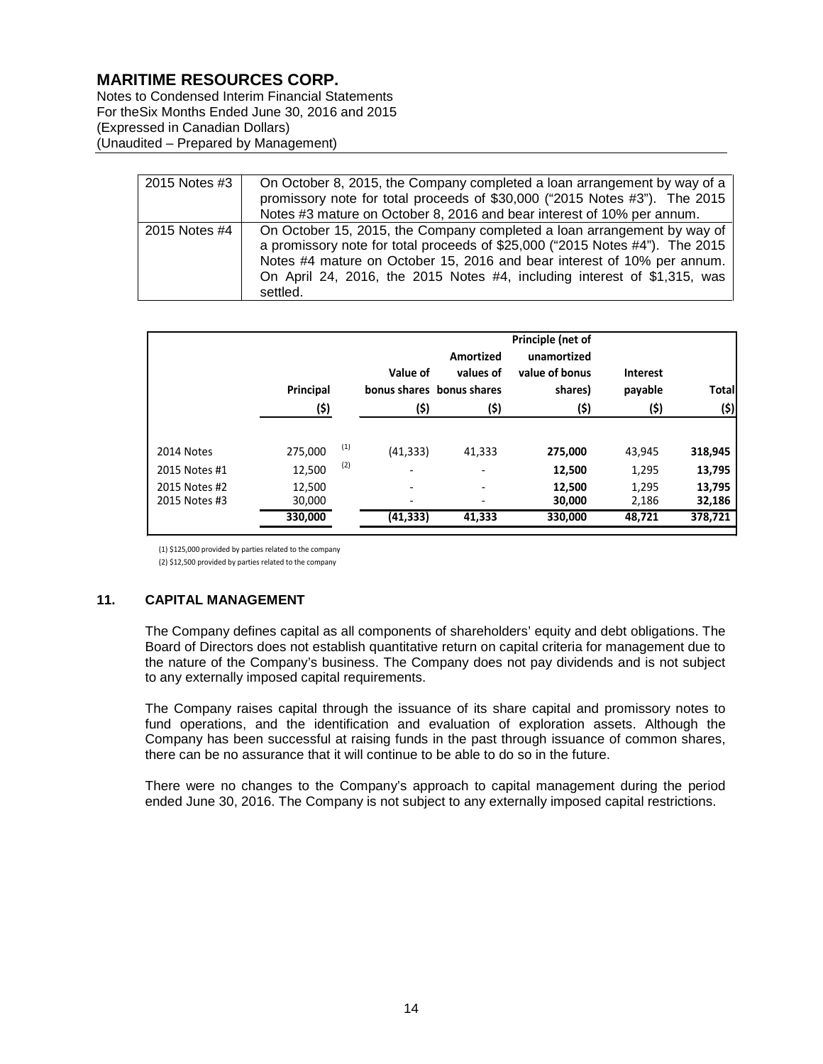| | |
|---|---|
| 2015 Notes #3 | On October 8, 2015, the Company completed a loan arrangement by way of a promissory note for total proceeds of $30,000 ("2015 Notes #3"). The 2015 Notes #3 mature on October 8, 2016 and bear interest of 10% per annum. |
| 2015 Notes #4 | On October 15, 2015, the Company completed a loan arrangement by way of a promissory note for total proceeds of $25,000 ("2015 Notes #4"). The 2015 Notes #4 mature on October 15, 2016 and bear interest of 10% per annum. On April 24, 2016, the 2015 Notes #4, including interest of $1,315, was settled. |

| | Principal ($) | | Value of bonus shares ($) | Amortized values of bonus shares ($) | Principle (net of unamortized value of bonus shares) ($) | Interest payable ($) | Total ($) |
|---|---|---|---|---|---|---|---|
| 2014 Notes | 275,000 | (1) | (41,333) | 41,333 | **275,000** | 43,945 | **318,945** |
| 2015 Notes #1 | 12,500 | (2) | - | - | **12,500** | 1,295 | **13,795** |
| 2015 Notes #2 | 12,500 | | - | - | **12,500** | 1,295 | **13,795** |
| 2015 Notes #3 | 30,000 | | - | - | **30,000** | 2,186 | **32,186** |
| | **330,000** | | **(41,333)** | **41,333** | **330,000** | **48,721** | **378,721** |

(1) $125,000 provided by parties related to the company

(2) $12,500 provided by parties related to the company

## 11. CAPITAL MANAGEMENT

The Company defines capital as all components of shareholders' equity and debt obligations. The Board of Directors does not establish quantitative return on capital criteria for management due to the nature of the Company's business. The Company does not pay dividends and is not subject to any externally imposed capital requirements.

The Company raises capital through the issuance of its share capital and promissory notes to fund operations, and the identification and evaluation of exploration assets. Although the Company has been successful at raising funds in the past through issuance of common shares, there can be no assurance that it will continue to be able to do so in the future.

There were no changes to the Company's approach to capital management during the period ended June 30, 2016. The Company is not subject to any externally imposed capital restrictions.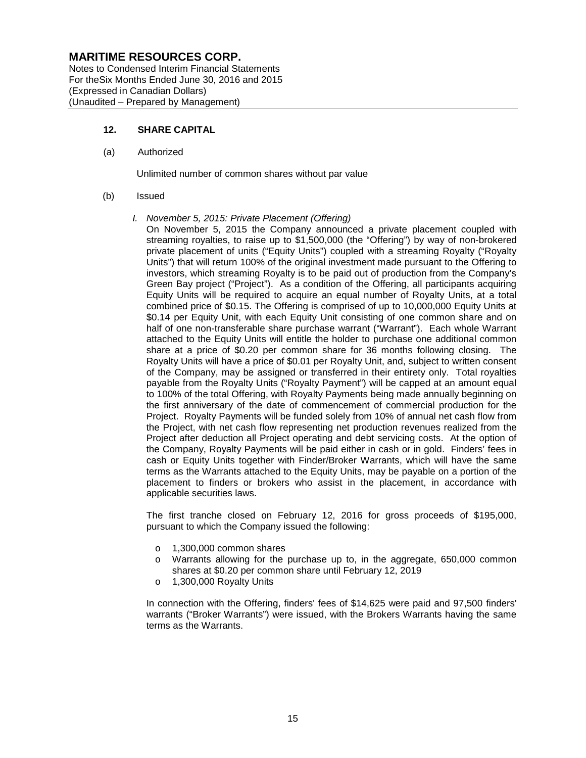## 12. SHARE CAPITAL

(a) Authorized

Unlimited number of common shares without par value

(b) Issued

*I. November 5, 2015: Private Placement (Offering)*

On November 5, 2015 the Company announced a private placement coupled with streaming royalties, to raise up to $1,500,000 (the "Offering") by way of non-brokered private placement of units ("Equity Units") coupled with a streaming Royalty ("Royalty Units") that will return 100% of the original investment made pursuant to the Offering to investors, which streaming Royalty is to be paid out of production from the Company's Green Bay project ("Project"). As a condition of the Offering, all participants acquiring Equity Units will be required to acquire an equal number of Royalty Units, at a total combined price of $0.15. The Offering is comprised of up to 10,000,000 Equity Units at $0.14 per Equity Unit, with each Equity Unit consisting of one common share and on half of one non-transferable share purchase warrant ("Warrant"). Each whole Warrant attached to the Equity Units will entitle the holder to purchase one additional common share at a price of $0.20 per common share for 36 months following closing. The Royalty Units will have a price of $0.01 per Royalty Unit, and, subject to written consent of the Company, may be assigned or transferred in their entirety only. Total royalties payable from the Royalty Units ("Royalty Payment") will be capped at an amount equal to 100% of the total Offering, with Royalty Payments being made annually beginning on the first anniversary of the date of commencement of commercial production for the Project. Royalty Payments will be funded solely from 10% of annual net cash flow from the Project, with net cash flow representing net production revenues realized from the Project after deduction all Project operating and debt servicing costs. At the option of the Company, Royalty Payments will be paid either in cash or in gold. Finders' fees in cash or Equity Units together with Finder/Broker Warrants, which will have the same terms as the Warrants attached to the Equity Units, may be payable on a portion of the placement to finders or brokers who assist in the placement, in accordance with applicable securities laws.

The first tranche closed on February 12, 2016 for gross proceeds of $195,000, pursuant to which the Company issued the following:

- 1,300,000 common shares
- Warrants allowing for the purchase up to, in the aggregate, 650,000 common shares at $0.20 per common share until February 12, 2019
- 1,300,000 Royalty Units

In connection with the Offering, finders' fees of $14,625 were paid and 97,500 finders' warrants ("Broker Warrants") were issued, with the Brokers Warrants having the same terms as the Warrants.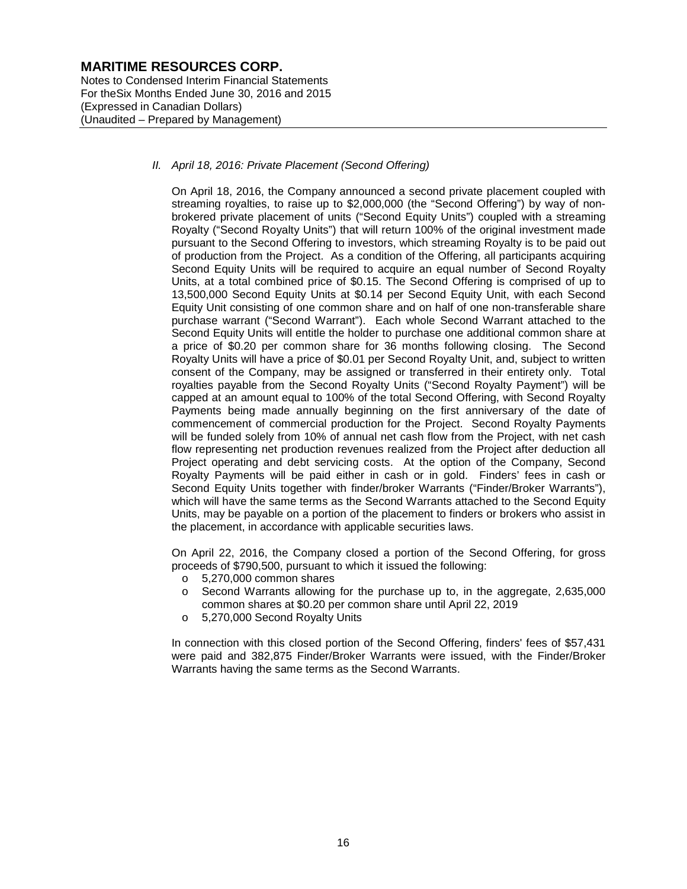*II. April 18, 2016: Private Placement (Second Offering)*

On April 18, 2016, the Company announced a second private placement coupled with streaming royalties, to raise up to $2,000,000 (the "Second Offering") by way of non-brokered private placement of units ("Second Equity Units") coupled with a streaming Royalty ("Second Royalty Units") that will return 100% of the original investment made pursuant to the Second Offering to investors, which streaming Royalty is to be paid out of production from the Project. As a condition of the Offering, all participants acquiring Second Equity Units will be required to acquire an equal number of Second Royalty Units, at a total combined price of $0.15. The Second Offering is comprised of up to 13,500,000 Second Equity Units at $0.14 per Second Equity Unit, with each Second Equity Unit consisting of one common share and on half of one non-transferable share purchase warrant ("Second Warrant"). Each whole Second Warrant attached to the Second Equity Units will entitle the holder to purchase one additional common share at a price of $0.20 per common share for 36 months following closing. The Second Royalty Units will have a price of $0.01 per Second Royalty Unit, and, subject to written consent of the Company, may be assigned or transferred in their entirety only. Total royalties payable from the Second Royalty Units ("Second Royalty Payment") will be capped at an amount equal to 100% of the total Second Offering, with Second Royalty Payments being made annually beginning on the first anniversary of the date of commencement of commercial production for the Project. Second Royalty Payments will be funded solely from 10% of annual net cash flow from the Project, with net cash flow representing net production revenues realized from the Project after deduction all Project operating and debt servicing costs. At the option of the Company, Second Royalty Payments will be paid either in cash or in gold. Finders' fees in cash or Second Equity Units together with finder/broker Warrants ("Finder/Broker Warrants"), which will have the same terms as the Second Warrants attached to the Second Equity Units, may be payable on a portion of the placement to finders or brokers who assist in the placement, in accordance with applicable securities laws.

On April 22, 2016, the Company closed a portion of the Second Offering, for gross proceeds of $790,500, pursuant to which it issued the following:

- 5,270,000 common shares
- Second Warrants allowing for the purchase up to, in the aggregate, 2,635,000 common shares at $0.20 per common share until April 22, 2019
- 5,270,000 Second Royalty Units

In connection with this closed portion of the Second Offering, finders' fees of $57,431 were paid and 382,875 Finder/Broker Warrants were issued, with the Finder/Broker Warrants having the same terms as the Second Warrants.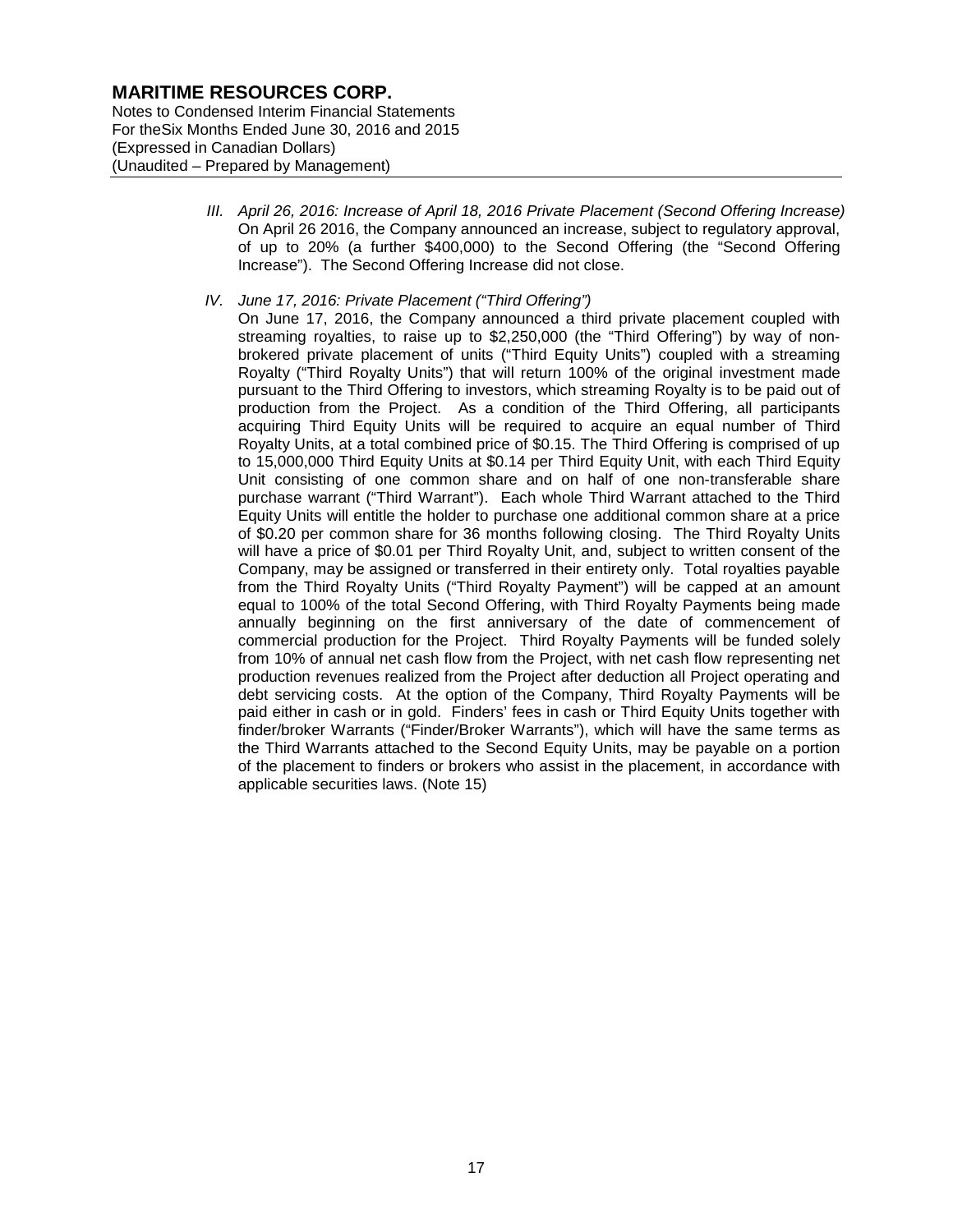*III. April 26, 2016: Increase of April 18, 2016 Private Placement (Second Offering Increase)*

On April 26 2016, the Company announced an increase, subject to regulatory approval, of up to 20% (a further \$400,000) to the Second Offering (the "Second Offering Increase"). The Second Offering Increase did not close.

*IV. June 17, 2016: Private Placement ("Third Offering")*

On June 17, 2016, the Company announced a third private placement coupled with streaming royalties, to raise up to \$2,250,000 (the "Third Offering") by way of non-brokered private placement of units ("Third Equity Units") coupled with a streaming Royalty ("Third Royalty Units") that will return 100% of the original investment made pursuant to the Third Offering to investors, which streaming Royalty is to be paid out of production from the Project. As a condition of the Third Offering, all participants acquiring Third Equity Units will be required to acquire an equal number of Third Royalty Units, at a total combined price of \$0.15. The Third Offering is comprised of up to 15,000,000 Third Equity Units at \$0.14 per Third Equity Unit, with each Third Equity Unit consisting of one common share and on half of one non-transferable share purchase warrant ("Third Warrant"). Each whole Third Warrant attached to the Third Equity Units will entitle the holder to purchase one additional common share at a price of \$0.20 per common share for 36 months following closing. The Third Royalty Units will have a price of \$0.01 per Third Royalty Unit, and, subject to written consent of the Company, may be assigned or transferred in their entirety only. Total royalties payable from the Third Royalty Units ("Third Royalty Payment") will be capped at an amount equal to 100% of the total Second Offering, with Third Royalty Payments being made annually beginning on the first anniversary of the date of commencement of commercial production for the Project. Third Royalty Payments will be funded solely from 10% of annual net cash flow from the Project, with net cash flow representing net production revenues realized from the Project after deduction all Project operating and debt servicing costs. At the option of the Company, Third Royalty Payments will be paid either in cash or in gold. Finders' fees in cash or Third Equity Units together with finder/broker Warrants ("Finder/Broker Warrants"), which will have the same terms as the Third Warrants attached to the Second Equity Units, may be payable on a portion of the placement to finders or brokers who assist in the placement, in accordance with applicable securities laws. (Note 15)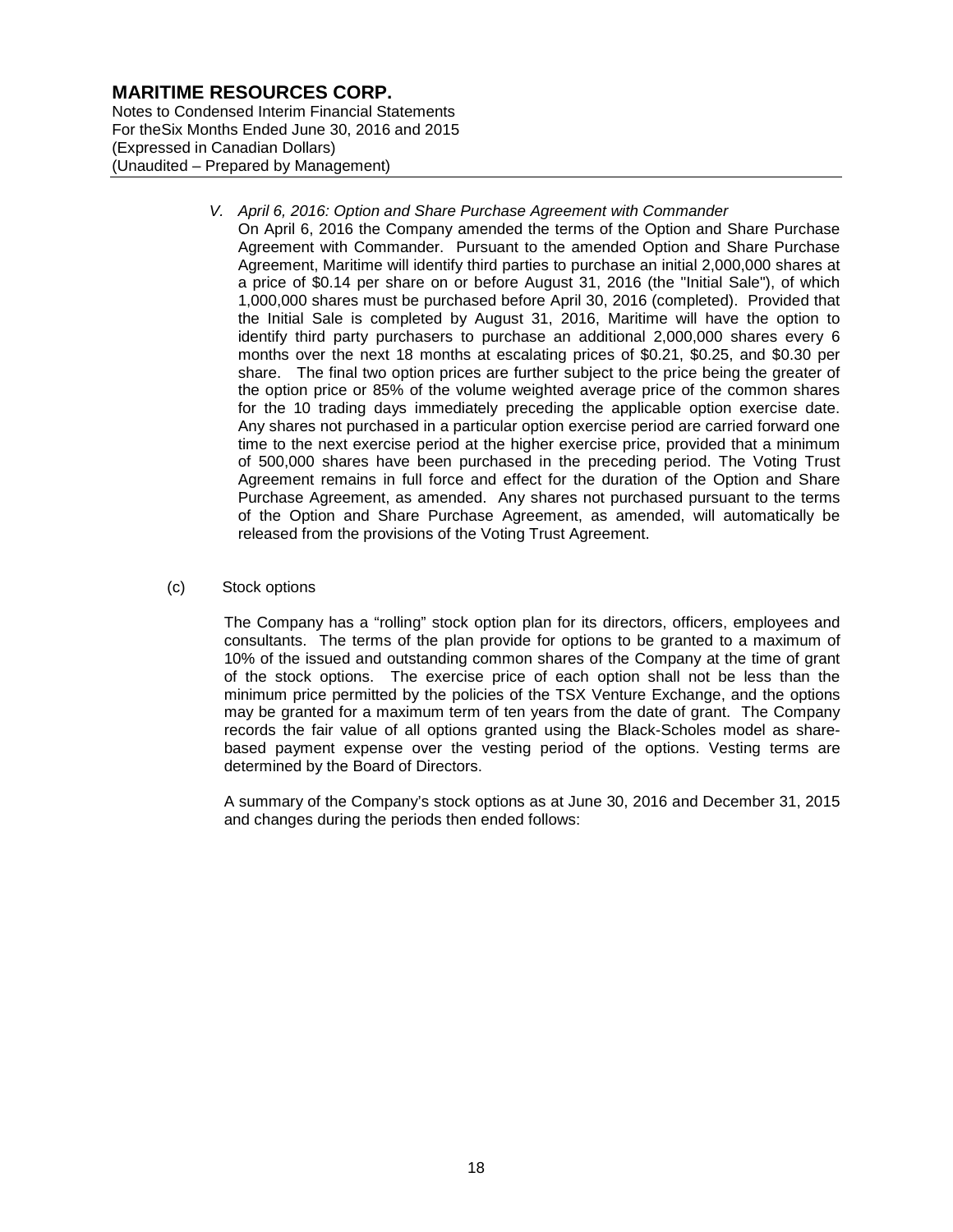*V. April 6, 2016: Option and Share Purchase Agreement with Commander*

On April 6, 2016 the Company amended the terms of the Option and Share Purchase Agreement with Commander. Pursuant to the amended Option and Share Purchase Agreement, Maritime will identify third parties to purchase an initial 2,000,000 shares at a price of $0.14 per share on or before August 31, 2016 (the "Initial Sale"), of which 1,000,000 shares must be purchased before April 30, 2016 (completed). Provided that the Initial Sale is completed by August 31, 2016, Maritime will have the option to identify third party purchasers to purchase an additional 2,000,000 shares every 6 months over the next 18 months at escalating prices of $0.21, $0.25, and $0.30 per share. The final two option prices are further subject to the price being the greater of the option price or 85% of the volume weighted average price of the common shares for the 10 trading days immediately preceding the applicable option exercise date. Any shares not purchased in a particular option exercise period are carried forward one time to the next exercise period at the higher exercise price, provided that a minimum of 500,000 shares have been purchased in the preceding period. The Voting Trust Agreement remains in full force and effect for the duration of the Option and Share Purchase Agreement, as amended. Any shares not purchased pursuant to the terms of the Option and Share Purchase Agreement, as amended, will automatically be released from the provisions of the Voting Trust Agreement.

(c) Stock options

The Company has a "rolling" stock option plan for its directors, officers, employees and consultants. The terms of the plan provide for options to be granted to a maximum of 10% of the issued and outstanding common shares of the Company at the time of grant of the stock options. The exercise price of each option shall not be less than the minimum price permitted by the policies of the TSX Venture Exchange, and the options may be granted for a maximum term of ten years from the date of grant. The Company records the fair value of all options granted using the Black-Scholes model as share-based payment expense over the vesting period of the options. Vesting terms are determined by the Board of Directors.

A summary of the Company's stock options as at June 30, 2016 and December 31, 2015 and changes during the periods then ended follows: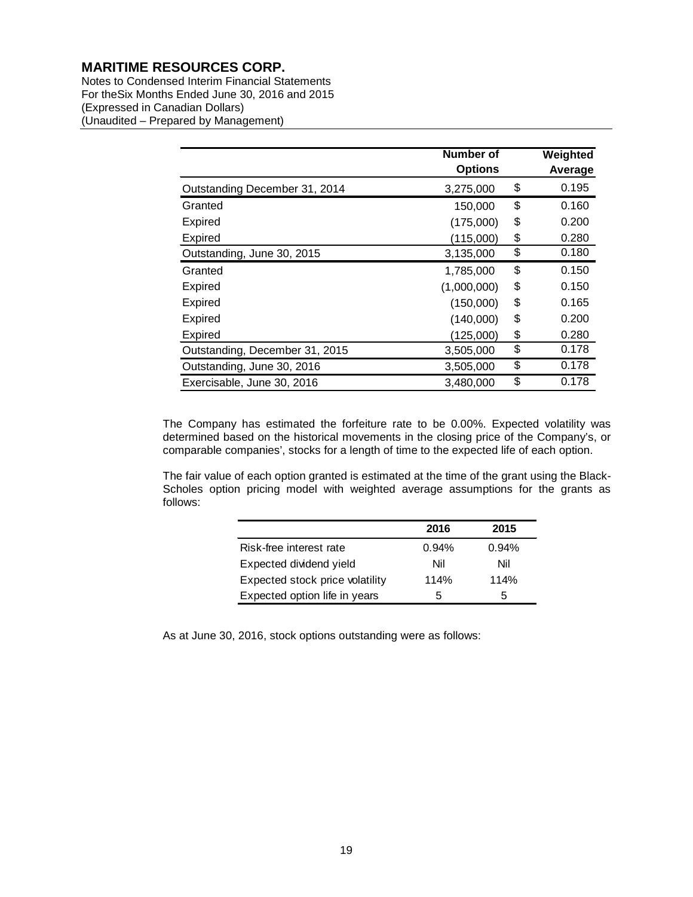**MARITIME RESOURCES CORP.**
Notes to Condensed Interim Financial Statements
For theSix Months Ended June 30, 2016 and 2015
(Expressed in Canadian Dollars)
(Unaudited – Prepared by Management)

| | Number of Options | Weighted Average |
|---|---|---|
| Outstanding December 31, 2014 | 3,275,000 | $ 0.195 |
| Granted | 150,000 | $ 0.160 |
| Expired | (175,000) | $ 0.200 |
| Expired | (115,000) | $ 0.280 |
| Outstanding, June 30, 2015 | 3,135,000 | $ 0.180 |
| Granted | 1,785,000 | $ 0.150 |
| Expired | (1,000,000) | $ 0.150 |
| Expired | (150,000) | $ 0.165 |
| Expired | (140,000) | $ 0.200 |
| Expired | (125,000) | $ 0.280 |
| Outstanding, December 31, 2015 | 3,505,000 | $ 0.178 |
| Outstanding, June 30, 2016 | 3,505,000 | $ 0.178 |
| Exercisable, June 30, 2016 | 3,480,000 | $ 0.178 |

The Company has estimated the forfeiture rate to be 0.00%. Expected volatility was determined based on the historical movements in the closing price of the Company's, or comparable companies', stocks for a length of time to the expected life of each option.

The fair value of each option granted is estimated at the time of the grant using the Black-Scholes option pricing model with weighted average assumptions for the grants as follows:

| | 2016 | 2015 |
|---|---|---|
| Risk-free interest rate | 0.94% | 0.94% |
| Expected dividend yield | Nil | Nil |
| Expected stock price volatility | 114% | 114% |
| Expected option life in years | 5 | 5 |

As at June 30, 2016, stock options outstanding were as follows: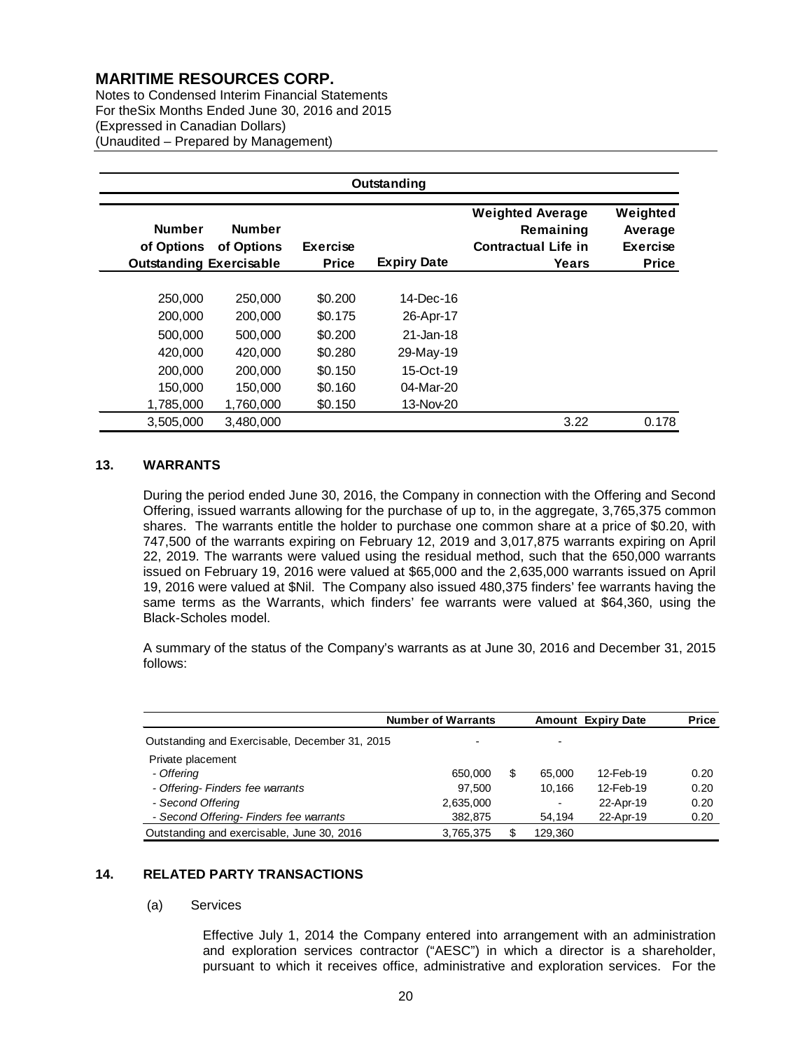| Outstanding | | | | | |
|---|---|---|---|---|---|
| **Number of Options Outstanding** | **Number of Options Exercisable** | **Exercise Price** | **Expiry Date** | **Weighted Average Remaining Contractual Life in Years** | **Weighted Average Exercise Price** |
| 250,000 | 250,000 | $0.200 | 14-Dec-16 | | |
| 200,000 | 200,000 | $0.175 | 26-Apr-17 | | |
| 500,000 | 500,000 | $0.200 | 21-Jan-18 | | |
| 420,000 | 420,000 | $0.280 | 29-May-19 | | |
| 200,000 | 200,000 | $0.150 | 15-Oct-19 | | |
| 150,000 | 150,000 | $0.160 | 04-Mar-20 | | |
| 1,785,000 | 1,760,000 | $0.150 | 13-Nov-20 | | |
| 3,505,000 | 3,480,000 | | | 3.22 | 0.178 |

## 13. WARRANTS

During the period ended June 30, 2016, the Company in connection with the Offering and Second Offering, issued warrants allowing for the purchase of up to, in the aggregate, 3,765,375 common shares. The warrants entitle the holder to purchase one common share at a price of $0.20, with 747,500 of the warrants expiring on February 12, 2019 and 3,017,875 warrants expiring on April 22, 2019. The warrants were valued using the residual method, such that the 650,000 warrants issued on February 19, 2016 were valued at $65,000 and the 2,635,000 warrants issued on April 19, 2016 were valued at $Nil. The Company also issued 480,375 finders' fee warrants having the same terms as the Warrants, which finders' fee warrants were valued at $64,360, using the Black-Scholes model.

A summary of the status of the Company's warrants as at June 30, 2016 and December 31, 2015 follows:

| | Number of Warrants | | Amount | Expiry Date | Price |
|---|---|---|---|---|---|
| Outstanding and Exercisable, December 31, 2015 | - | | - | | |
| Private placement | | | | | |
| *- Offering* | 650,000 | $ | 65,000 | 12-Feb-19 | 0.20 |
| *- Offering- Finders fee warrants* | 97,500 | | 10,166 | 12-Feb-19 | 0.20 |
| *- Second Offering* | 2,635,000 | | - | 22-Apr-19 | 0.20 |
| *- Second Offering- Finders fee warrants* | 382,875 | | 54,194 | 22-Apr-19 | 0.20 |
| Outstanding and exercisable, June 30, 2016 | 3,765,375 | $ | 129,360 | | |

## 14. RELATED PARTY TRANSACTIONS

(a) Services

Effective July 1, 2014 the Company entered into arrangement with an administration and exploration services contractor ("AESC") in which a director is a shareholder, pursuant to which it receives office, administrative and exploration services. For the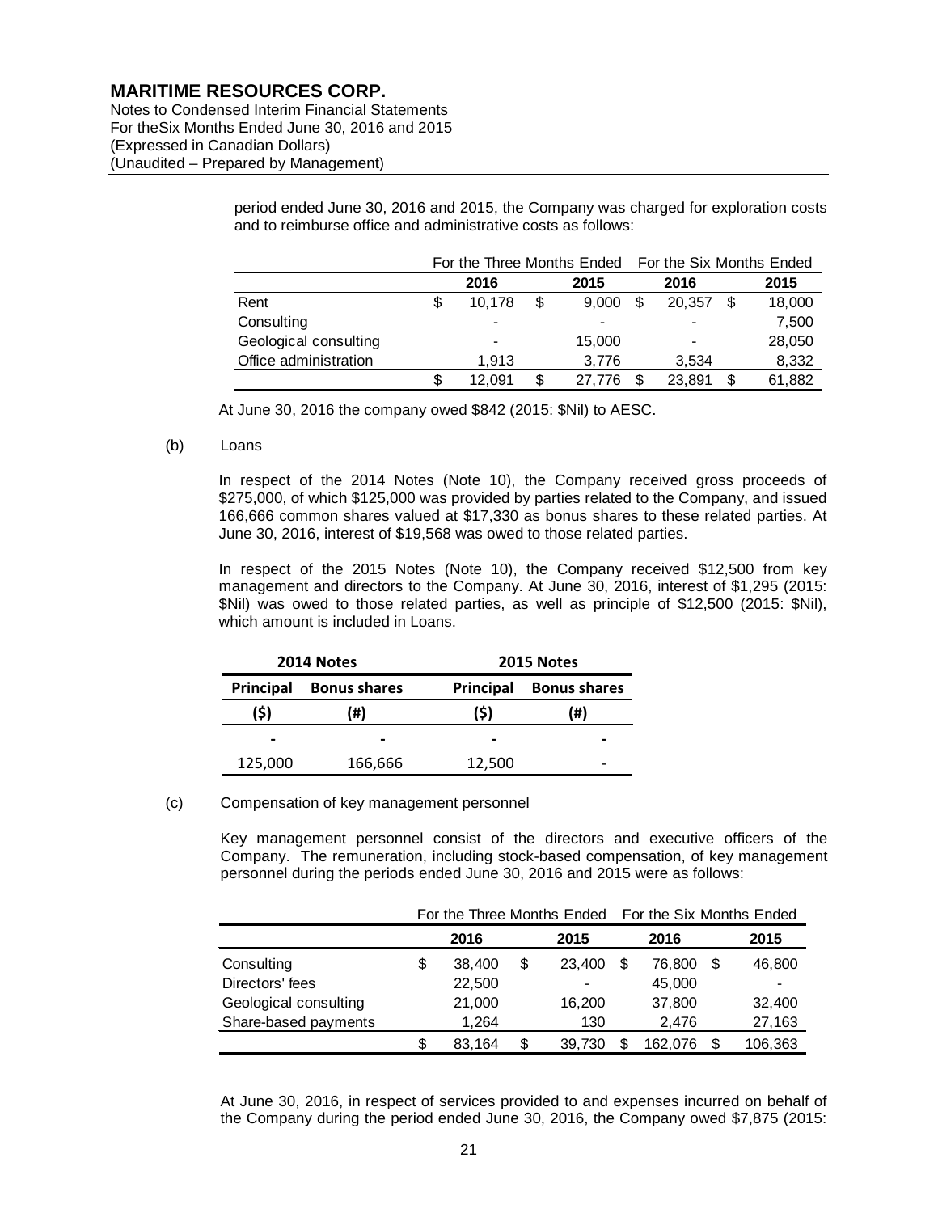period ended June 30, 2016 and 2015, the Company was charged for exploration costs and to reimburse office and administrative costs as follows:

| | For the Three Months Ended | | For the Six Months Ended | |
|---|---|---|---|---|
| | **2016** | **2015** | **2016** | **2015** |
| Rent | $ 10,178 | $ 9,000 | $ 20,357 | $ 18,000 |
| Consulting | - | - | - | 7,500 |
| Geological consulting | - | 15,000 | - | 28,050 |
| Office administration | 1,913 | 3,776 | 3,534 | 8,332 |
| | $ 12,091 | $ 27,776 | $ 23,891 | $ 61,882 |

At June 30, 2016 the company owed $842 (2015: $Nil) to AESC.

(b) Loans

In respect of the 2014 Notes (Note 10), the Company received gross proceeds of $275,000, of which $125,000 was provided by parties related to the Company, and issued 166,666 common shares valued at $17,330 as bonus shares to these related parties. At June 30, 2016, interest of $19,568 was owed to those related parties.

In respect of the 2015 Notes (Note 10), the Company received $12,500 from key management and directors to the Company. At June 30, 2016, interest of $1,295 (2015: $Nil) was owed to those related parties, as well as principle of $12,500 (2015: $Nil), which amount is included in Loans.

| **2014 Notes** | | **2015 Notes** | |
|---|---|---|---|
| **Principal** | **Bonus shares** | **Principal** | **Bonus shares** |
| **($)** | **(#)** | **($)** | **(#)** |
| - | - | - | - |
| 125,000 | 166,666 | 12,500 | - |

(c) Compensation of key management personnel

Key management personnel consist of the directors and executive officers of the Company. The remuneration, including stock-based compensation, of key management personnel during the periods ended June 30, 2016 and 2015 were as follows:

| | For the Three Months Ended | | For the Six Months Ended | |
|---|---|---|---|---|
| | **2016** | **2015** | **2016** | **2015** |
| Consulting | $ 38,400 | $ 23,400 | $ 76,800 | $ 46,800 |
| Directors' fees | 22,500 | - | 45,000 | - |
| Geological consulting | 21,000 | 16,200 | 37,800 | 32,400 |
| Share-based payments | 1,264 | 130 | 2,476 | 27,163 |
| | $ 83,164 | $ 39,730 | $ 162,076 | $ 106,363 |

At June 30, 2016, in respect of services provided to and expenses incurred on behalf of the Company during the period ended June 30, 2016, the Company owed $7,875 (2015: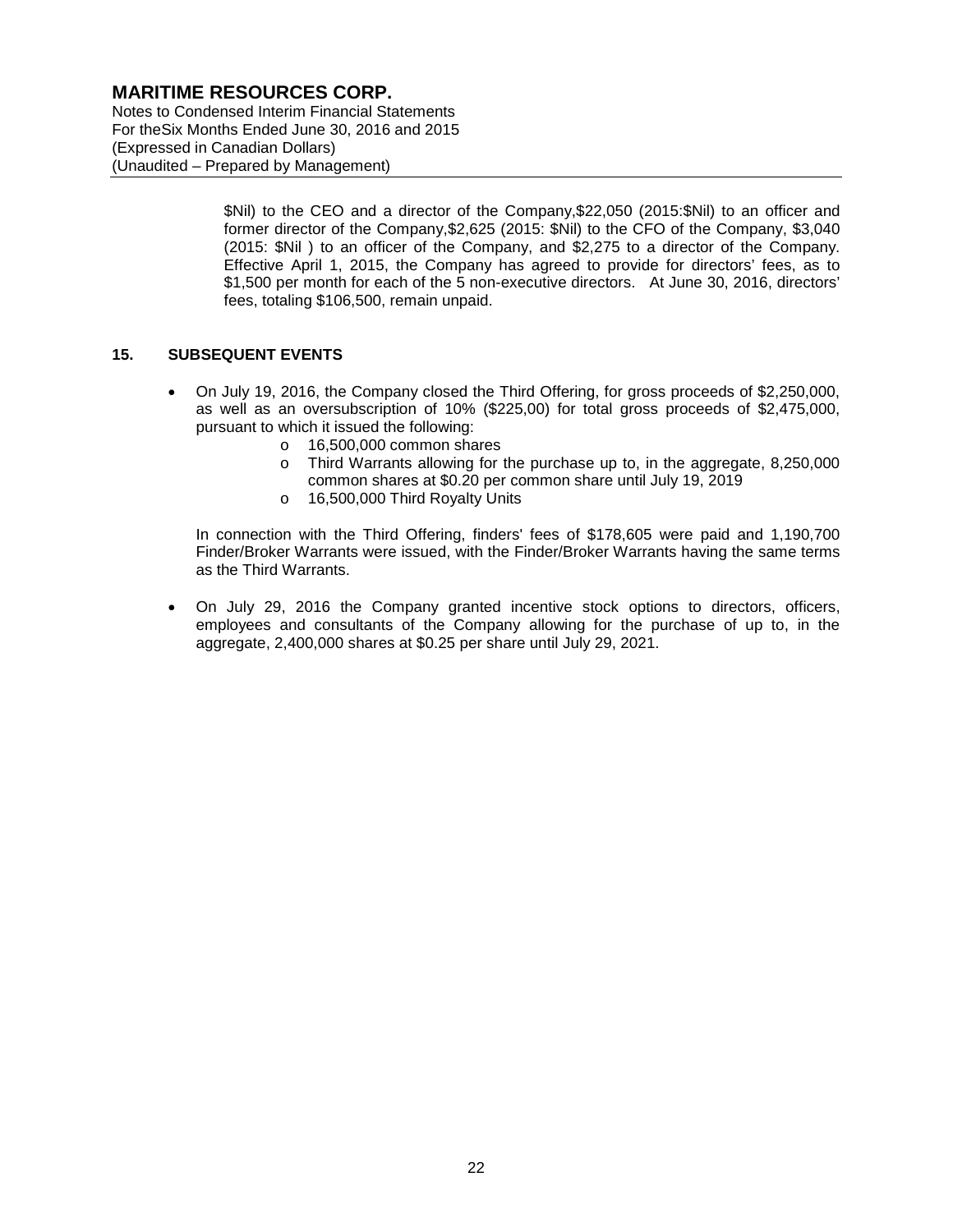$Nil) to the CEO and a director of the Company,$22,050 (2015:$Nil) to an officer and former director of the Company,$2,625 (2015: $Nil) to the CFO of the Company, $3,040 (2015: $Nil ) to an officer of the Company, and $2,275 to a director of the Company. Effective April 1, 2015, the Company has agreed to provide for directors' fees, as to $1,500 per month for each of the 5 non-executive directors. At June 30, 2016, directors' fees, totaling $106,500, remain unpaid.

## 15. SUBSEQUENT EVENTS

- On July 19, 2016, the Company closed the Third Offering, for gross proceeds of $2,250,000, as well as an oversubscription of 10% ($225,00) for total gross proceeds of $2,475,000, pursuant to which it issued the following:
  - 16,500,000 common shares
  - Third Warrants allowing for the purchase up to, in the aggregate, 8,250,000 common shares at $0.20 per common share until July 19, 2019
  - 16,500,000 Third Royalty Units

  In connection with the Third Offering, finders' fees of $178,605 were paid and 1,190,700 Finder/Broker Warrants were issued, with the Finder/Broker Warrants having the same terms as the Third Warrants.

- On July 29, 2016 the Company granted incentive stock options to directors, officers, employees and consultants of the Company allowing for the purchase of up to, in the aggregate, 2,400,000 shares at $0.25 per share until July 29, 2021.